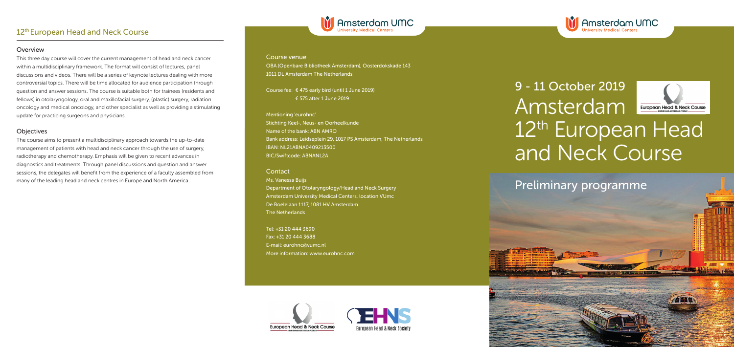## 12th European Head and Neck Course

### Overview

This three day course will cover the current management of head and neck cancer within a multidisciplinary framework. The format will consist of lectures, panel discussions and videos. There will be a series of keynote lectures dealing with more controversial topics. There will be time allocated for audience participation through question and answer sessions. The course is suitable both for trainees (residents and fellows) in otolaryngology, oral and maxillofacial surgery, (plastic) surgery, radiation oncology and medical oncology, and other specialist as well as providing a stimulating update for practicing surgeons and physicians.

### Objectives

The course aims to present a multidisciplinary approach towards the up-to-date management of patients with head and neck cancer through the use of surgery, radiotherapy and chemotherapy. Emphasis will be given to recent advances in diagnostics and treatments. Through panel discussions and question and answer sessions, the delegates will benefit from the experience of a faculty assembled from many of the leading head and neck centres in Europe and North America.

Amsterdam UMC
University Medical Centers

**Course venue**
OBA (Openbare Bibliotheek Amsterdam), Oosterdokskade 143
1011 DL Amsterdam The Netherlands

Course fee: € 475 early bird (until 1 June 2019)
€ 575 after 1 June 2019

Mentioning 'eurohnc'
Stichting Keel-, Neus- en Oorheelkunde
Name of the bank: ABN AMRO
Bank address: Leidseplein 29, 1017 PS Amsterdam, The Netherlands
IBAN: NL21ABNA0409213500
BIC/Swiftcode: ABNANL2A

**Contact**
Ms. Vanessa Buijs
Department of Otolaryngology/Head and Neck Surgery
Amsterdam University Medical Centers, location VUmc
De Boelelaan 1117, 1081 HV Amsterdam
The Netherlands

Tel: +31 20 444 3690
Fax: +31 20 444 3688
E-mail: eurohnc@vumc.nl
More information: www.eurohnc.com

European Head & Neck Course

EHNS European Head & Neck Society

Amsterdam UMC
University Medical Centers

# 9 - 11 October 2019 Amsterdam 12th European Head and Neck Course

European Head & Neck Course

## Preliminary programme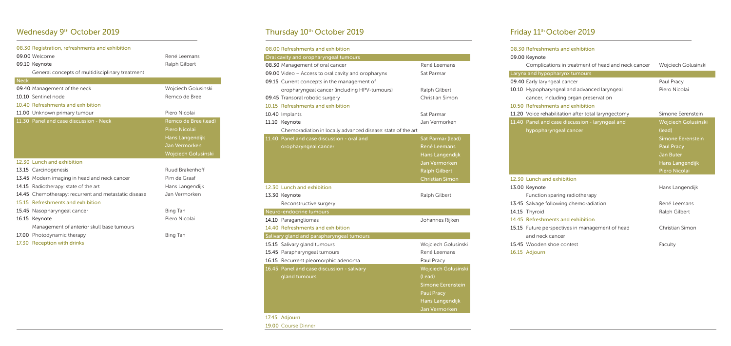## Wednesday 9th October 2019

| | |
|---|---|
| 08.30 Registration, refreshments and exhibition | |
| 09.00 Welcome | René Leemans |
| 09.10 Keynote | Ralph Gilbert |
| General concepts of multidisciplinary treatment | |
| **Neck** | |
| 09.40 Management of the neck | Wojciech Golusinski |
| 10.10 Sentinel node | Remco de Bree |
| 10.40 Refreshments and exhibition | |
| 11.00 Unknown primary tumour | Piero Nicolai |
| 11.30 Panel and case discussion - Neck | Remco de Bree (lead)<br>Piero Nicolai<br>Hans Langendijk<br>Jan Vermorken<br>Wojciech Golusinski |
| 12.30 Lunch and exhibition | |
| 13.15 Carcinogenesis | Ruud Brakenhoff |
| 13.45 Modern imaging in head and neck cancer | Pim de Graaf |
| 14.15 Radiotherapy: state of the art | Hans Langendijk |
| 14.45 Chemotherapy: recurrent and metastatic disease | Jan Vermorken |
| 15.15 Refreshments and exhibition | |
| 15.45 Nasopharyngeal cancer | Bing Tan |
| 16.15 Keynote | Piero Nicolai |
| Management of anterior skull base tumours | |
| 17.00 Photodynamic therapy | Bing Tan |
| 17.30 Reception with drinks | |

## Thursday 10th October 2019

| | |
|---|---|
| 08.00 Refreshments and exhibition | |
| **Oral cavity and oropharyngeal tumours** | |
| 08.30 Management of oral cancer | René Leemans |
| 09.00 Video – Access to oral cavity and oropharynx | Sat Parmar |
| 09.15 Current concepts in the management of oropharyngeal cancer (including HPV-tumours) | Ralph Gilbert |
| 09.45 Transoral robotic surgery | Christian Simon |
| 10.15 Refreshments and exhibition | |
| 10.40 Implants | Sat Parmar |
| 11.10 Keynote | Jan Vermorken |
| Chemoradiation in locally advanced disease: state of the art | |
| 11.40 Panel and case discussion - oral and oropharyngeal cancer | Sat Parmar (lead)<br>René Leemans<br>Hans Langendijk<br>Jan Vermorken<br>Ralph Gilbert<br>Christian Simon |
| 12.30 Lunch and exhibition | |
| 13.30 Keynote | Ralph Gilbert |
| Reconstructive surgery | |
| **Neuro-endocrine tumours** | |
| 14.10 Paragangliomas | Johannes Rijken |
| 14.40 Refreshments and exhibition | |
| **Salivary gland and parapharyngeal tumours** | |
| 15.15 Salivary gland tumours | Wojciech Golusinski |
| 15.45 Parapharyngeal tumours | René Leemans |
| 16.15 Recurrent pleomorphic adenoma | Paul Pracy |
| 16.45 Panel and case discussion - salivary gland tumours | Wojciech Golusinski (Lead)<br>Simone Eerenstein<br>Paul Pracy<br>Hans Langendijk<br>Jan Vermorken |
| 17.45 Adjourn | |
| 19.00 Course Dinner | |

## Friday 11th October 2019

| | |
|---|---|
| 08.30 Refreshments and exhibition | |
| 09.00 Keynote | |
| Complications in treatment of head and neck cancer | Wojciech Golusinski |
| **Larynx and hypopharynx tumours** | |
| 09.40 Early laryngeal cancer | Paul Pracy |
| 10.10 Hypopharyngeal and advanced laryngeal cancer, including organ preservation | Piero Nicolai |
| 10.50 Refreshments and exhibition | |
| 11.20 Voice rehabilitation after total laryngectomy | Simone Eerenstein |
| 11.40 Panel and case discussion - laryngeal and hypopharyngeal cancer | Wojciech Golusinski (lead)<br>Simone Eerenstein<br>Paul Pracy<br>Jan Buter<br>Hans Langendijk<br>Piero Nicolai |
| 12.30 Lunch and exhibition | |
| 13.00 Keynote | Hans Langendijk |
| Function sparing radiotherapy | |
| 13.45 Salvage following chemoradiation | René Leemans |
| 14.15 Thyroid | Ralph Gilbert |
| 14.45 Refreshments and exhibition | |
| 15.15 Future perspectives in management of head and neck cancer | Christian Simon |
| 15.45 Wooden shoe contest | Faculty |
| 16.15 Adjourn | |